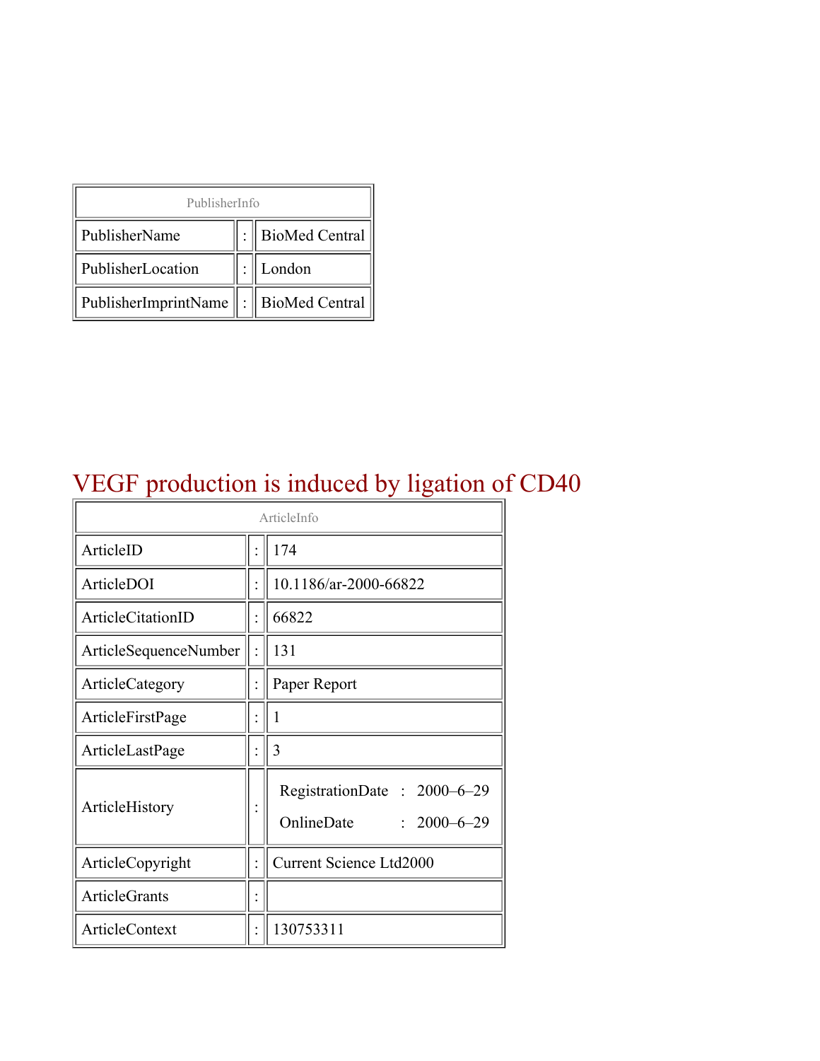| PublisherInfo | | |
|---|---|---|
| PublisherName | : | BioMed Central |
| PublisherLocation | : | London |
| PublisherImprintName | : | BioMed Central |

# VEGF production is induced by ligation of CD40

| ArticleInfo | | |
|---|---|---|
| ArticleID | : | 174 |
| ArticleDOI | : | 10.1186/ar-2000-66822 |
| ArticleCitationID | : | 66822 |
| ArticleSequenceNumber | : | 131 |
| ArticleCategory | : | Paper Report |
| ArticleFirstPage | : | 1 |
| ArticleLastPage | : | 3 |
| ArticleHistory | : | RegistrationDate : 2000–6–29<br>OnlineDate : 2000–6–29 |
| ArticleCopyright | : | Current Science Ltd2000 |
| ArticleGrants | : | |
| ArticleContext | : | 130753311 |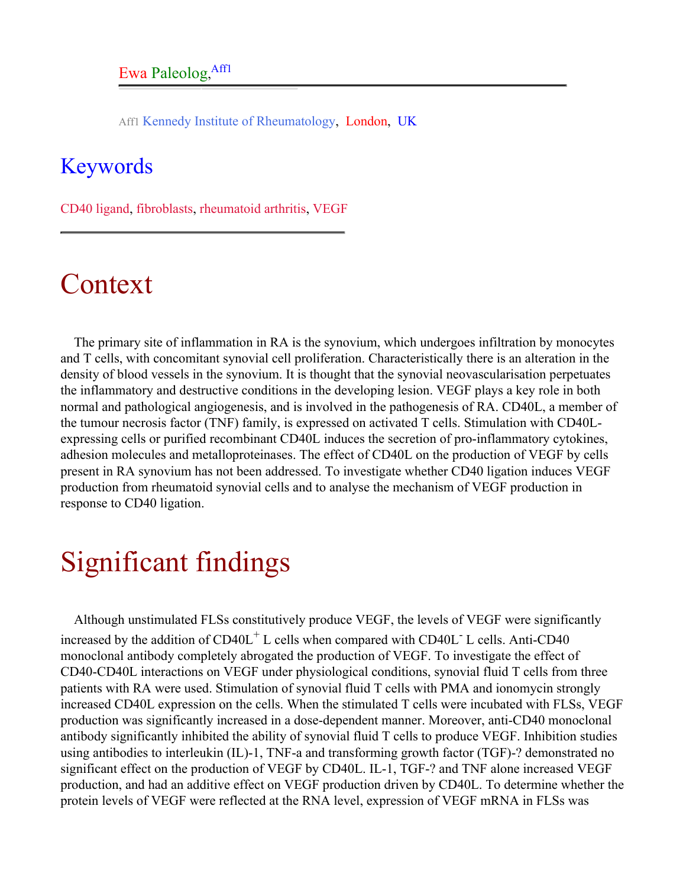Ewa Paleolog,[Aff1]

Aff1 Kennedy Institute of Rheumatology, London, UK

## Keywords

CD40 ligand, fibroblasts, rheumatoid arthritis, VEGF

# Context

The primary site of inflammation in RA is the synovium, which undergoes infiltration by monocytes and T cells, with concomitant synovial cell proliferation. Characteristically there is an alteration in the density of blood vessels in the synovium. It is thought that the synovial neovascularisation perpetuates the inflammatory and destructive conditions in the developing lesion. VEGF plays a key role in both normal and pathological angiogenesis, and is involved in the pathogenesis of RA. CD40L, a member of the tumour necrosis factor (TNF) family, is expressed on activated T cells. Stimulation with CD40L-expressing cells or purified recombinant CD40L induces the secretion of pro-inflammatory cytokines, adhesion molecules and metalloproteinases. The effect of CD40L on the production of VEGF by cells present in RA synovium has not been addressed. To investigate whether CD40 ligation induces VEGF production from rheumatoid synovial cells and to analyse the mechanism of VEGF production in response to CD40 ligation.

# Significant findings

Although unstimulated FLSs constitutively produce VEGF, the levels of VEGF were significantly increased by the addition of $CD40L^+$ L cells when compared with $CD40L^-$ L cells. Anti-CD40 monoclonal antibody completely abrogated the production of VEGF. To investigate the effect of CD40-CD40L interactions on VEGF under physiological conditions, synovial fluid T cells from three patients with RA were used. Stimulation of synovial fluid T cells with PMA and ionomycin strongly increased CD40L expression on the cells. When the stimulated T cells were incubated with FLSs, VEGF production was significantly increased in a dose-dependent manner. Moreover, anti-CD40 monoclonal antibody significantly inhibited the ability of synovial fluid T cells to produce VEGF. Inhibition studies using antibodies to interleukin (IL)-1, TNF-a and transforming growth factor (TGF)-? demonstrated no significant effect on the production of VEGF by CD40L. IL-1, TGF-? and TNF alone increased VEGF production, and had an additive effect on VEGF production driven by CD40L. To determine whether the protein levels of VEGF were reflected at the RNA level, expression of VEGF mRNA in FLSs was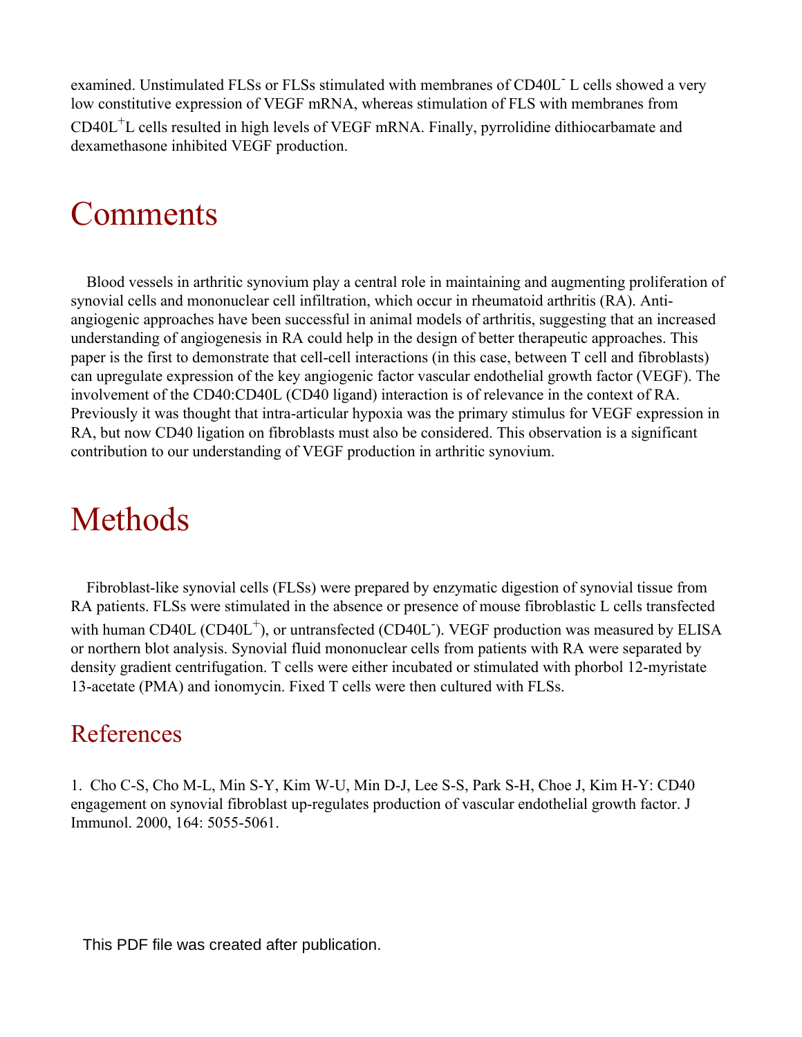examined. Unstimulated FLSs or FLSs stimulated with membranes of CD40L$^-$ L cells showed a very low constitutive expression of VEGF mRNA, whereas stimulation of FLS with membranes from CD40L$^+$L cells resulted in high levels of VEGF mRNA. Finally, pyrrolidine dithiocarbamate and dexamethasone inhibited VEGF production.

# Comments

Blood vessels in arthritic synovium play a central role in maintaining and augmenting proliferation of synovial cells and mononuclear cell infiltration, which occur in rheumatoid arthritis (RA). Anti-angiogenic approaches have been successful in animal models of arthritis, suggesting that an increased understanding of angiogenesis in RA could help in the design of better therapeutic approaches. This paper is the first to demonstrate that cell-cell interactions (in this case, between T cell and fibroblasts) can upregulate expression of the key angiogenic factor vascular endothelial growth factor (VEGF). The involvement of the CD40:CD40L (CD40 ligand) interaction is of relevance in the context of RA. Previously it was thought that intra-articular hypoxia was the primary stimulus for VEGF expression in RA, but now CD40 ligation on fibroblasts must also be considered. This observation is a significant contribution to our understanding of VEGF production in arthritic synovium.

# Methods

Fibroblast-like synovial cells (FLSs) were prepared by enzymatic digestion of synovial tissue from RA patients. FLSs were stimulated in the absence or presence of mouse fibroblastic L cells transfected with human CD40L (CD40L$^+$), or untransfected (CD40L$^-$). VEGF production was measured by ELISA or northern blot analysis. Synovial fluid mononuclear cells from patients with RA were separated by density gradient centrifugation. T cells were either incubated or stimulated with phorbol 12-myristate 13-acetate (PMA) and ionomycin. Fixed T cells were then cultured with FLSs.

## References

1. Cho C-S, Cho M-L, Min S-Y, Kim W-U, Min D-J, Lee S-S, Park S-H, Choe J, Kim H-Y: CD40 engagement on synovial fibroblast up-regulates production of vascular endothelial growth factor. J Immunol. 2000, 164: 5055-5061.

This PDF file was created after publication.